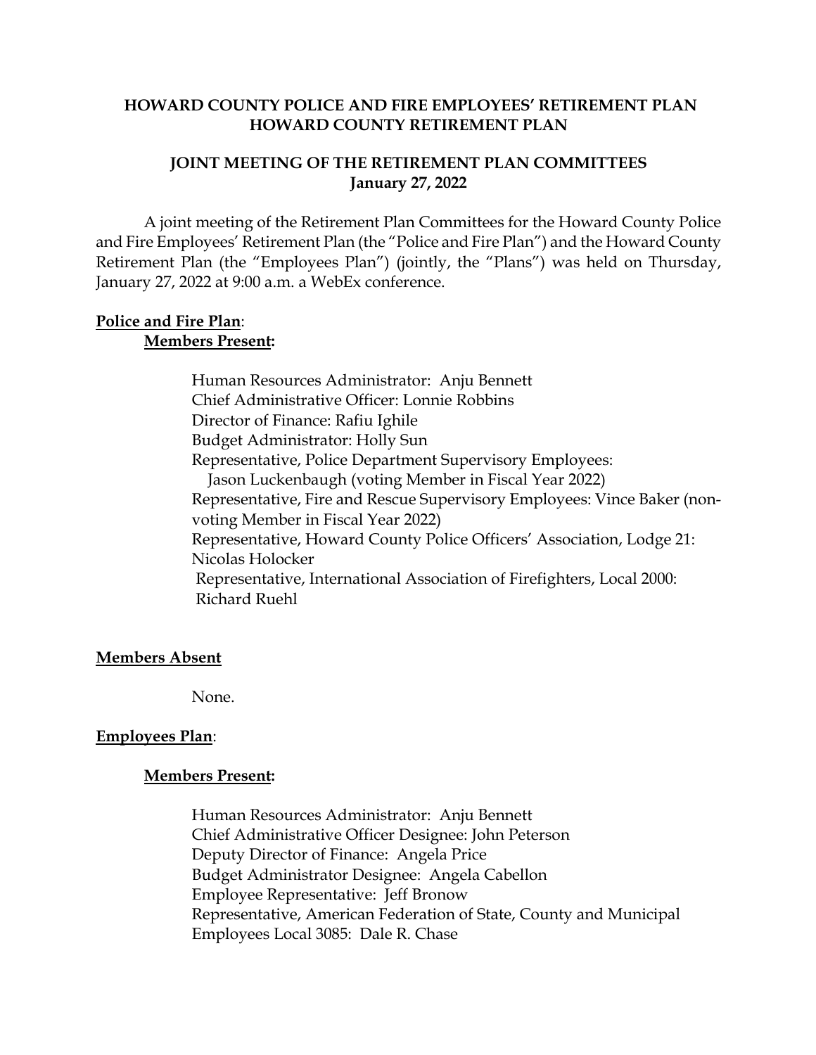# HOWARD COUNTY POLICE AND FIRE EMPLOYEES' RETIREMENT PLAN
# HOWARD COUNTY RETIREMENT PLAN

## JOINT MEETING OF THE RETIREMENT PLAN COMMITTEES
## January 27, 2022

A joint meeting of the Retirement Plan Committees for the Howard County Police and Fire Employees' Retirement Plan (the "Police and Fire Plan") and the Howard County Retirement Plan (the "Employees Plan") (jointly, the "Plans") was held on Thursday, January 27, 2022 at 9:00 a.m. a WebEx conference.

**Police and Fire Plan**:

**Members Present:**

Human Resources Administrator: Anju Bennett
Chief Administrative Officer: Lonnie Robbins
Director of Finance: Rafiu Ighile
Budget Administrator: Holly Sun
Representative, Police Department Supervisory Employees:
Jason Luckenbaugh (voting Member in Fiscal Year 2022)
Representative, Fire and Rescue Supervisory Employees: Vince Baker (non-voting Member in Fiscal Year 2022)
Representative, Howard County Police Officers' Association, Lodge 21: Nicolas Holocker
Representative, International Association of Firefighters, Local 2000: Richard Ruehl

**Members Absent**

None.

**Employees Plan**:

**Members Present:**

Human Resources Administrator: Anju Bennett
Chief Administrative Officer Designee: John Peterson
Deputy Director of Finance: Angela Price
Budget Administrator Designee: Angela Cabellon
Employee Representative: Jeff Bronow
Representative, American Federation of State, County and Municipal Employees Local 3085: Dale R. Chase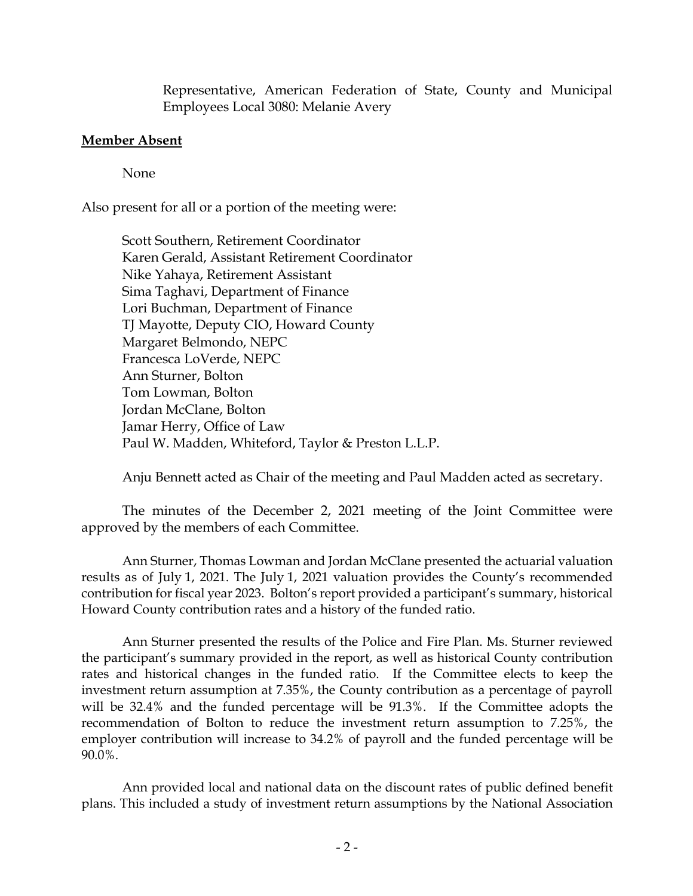Representative, American Federation of State, County and Municipal Employees Local 3080: Melanie Avery

**Member Absent**

None

Also present for all or a portion of the meeting were:

Scott Southern, Retirement Coordinator
Karen Gerald, Assistant Retirement Coordinator
Nike Yahaya, Retirement Assistant
Sima Taghavi, Department of Finance
Lori Buchman, Department of Finance
TJ Mayotte, Deputy CIO, Howard County
Margaret Belmondo, NEPC
Francesca LoVerde, NEPC
Ann Sturner, Bolton
Tom Lowman, Bolton
Jordan McClane, Bolton
Jamar Herry, Office of Law
Paul W. Madden, Whiteford, Taylor & Preston L.L.P.

Anju Bennett acted as Chair of the meeting and Paul Madden acted as secretary.

The minutes of the December 2, 2021 meeting of the Joint Committee were approved by the members of each Committee.

Ann Sturner, Thomas Lowman and Jordan McClane presented the actuarial valuation results as of July 1, 2021. The July 1, 2021 valuation provides the County's recommended contribution for fiscal year 2023. Bolton's report provided a participant's summary, historical Howard County contribution rates and a history of the funded ratio.

Ann Sturner presented the results of the Police and Fire Plan. Ms. Sturner reviewed the participant's summary provided in the report, as well as historical County contribution rates and historical changes in the funded ratio. If the Committee elects to keep the investment return assumption at 7.35%, the County contribution as a percentage of payroll will be 32.4% and the funded percentage will be 91.3%. If the Committee adopts the recommendation of Bolton to reduce the investment return assumption to 7.25%, the employer contribution will increase to 34.2% of payroll and the funded percentage will be 90.0%.

Ann provided local and national data on the discount rates of public defined benefit plans. This included a study of investment return assumptions by the National Association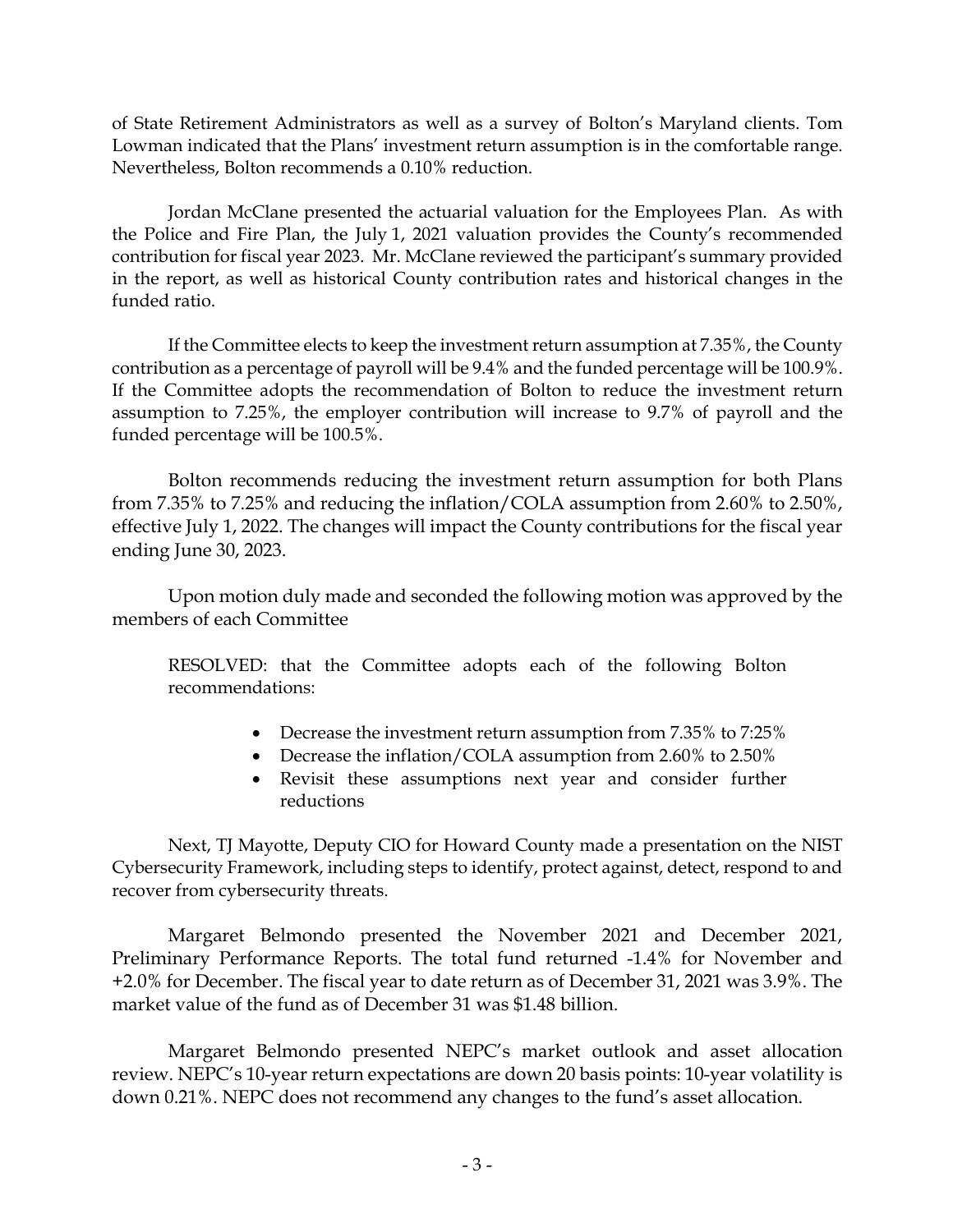of State Retirement Administrators as well as a survey of Bolton's Maryland clients. Tom Lowman indicated that the Plans' investment return assumption is in the comfortable range. Nevertheless, Bolton recommends a 0.10% reduction.

Jordan McClane presented the actuarial valuation for the Employees Plan. As with the Police and Fire Plan, the July 1, 2021 valuation provides the County's recommended contribution for fiscal year 2023. Mr. McClane reviewed the participant's summary provided in the report, as well as historical County contribution rates and historical changes in the funded ratio.

If the Committee elects to keep the investment return assumption at 7.35%, the County contribution as a percentage of payroll will be 9.4% and the funded percentage will be 100.9%. If the Committee adopts the recommendation of Bolton to reduce the investment return assumption to 7.25%, the employer contribution will increase to 9.7% of payroll and the funded percentage will be 100.5%.

Bolton recommends reducing the investment return assumption for both Plans from 7.35% to 7.25% and reducing the inflation/COLA assumption from 2.60% to 2.50%, effective July 1, 2022. The changes will impact the County contributions for the fiscal year ending June 30, 2023.

Upon motion duly made and seconded the following motion was approved by the members of each Committee

> RESOLVED: that the Committee adopts each of the following Bolton recommendations:
>
> - Decrease the investment return assumption from 7.35% to 7:25%
> - Decrease the inflation/COLA assumption from 2.60% to 2.50%
> - Revisit these assumptions next year and consider further reductions

Next, TJ Mayotte, Deputy CIO for Howard County made a presentation on the NIST Cybersecurity Framework, including steps to identify, protect against, detect, respond to and recover from cybersecurity threats.

Margaret Belmondo presented the November 2021 and December 2021, Preliminary Performance Reports. The total fund returned -1.4% for November and +2.0% for December. The fiscal year to date return as of December 31, 2021 was 3.9%. The market value of the fund as of December 31 was $1.48 billion.

Margaret Belmondo presented NEPC's market outlook and asset allocation review. NEPC's 10-year return expectations are down 20 basis points: 10-year volatility is down 0.21%. NEPC does not recommend any changes to the fund's asset allocation.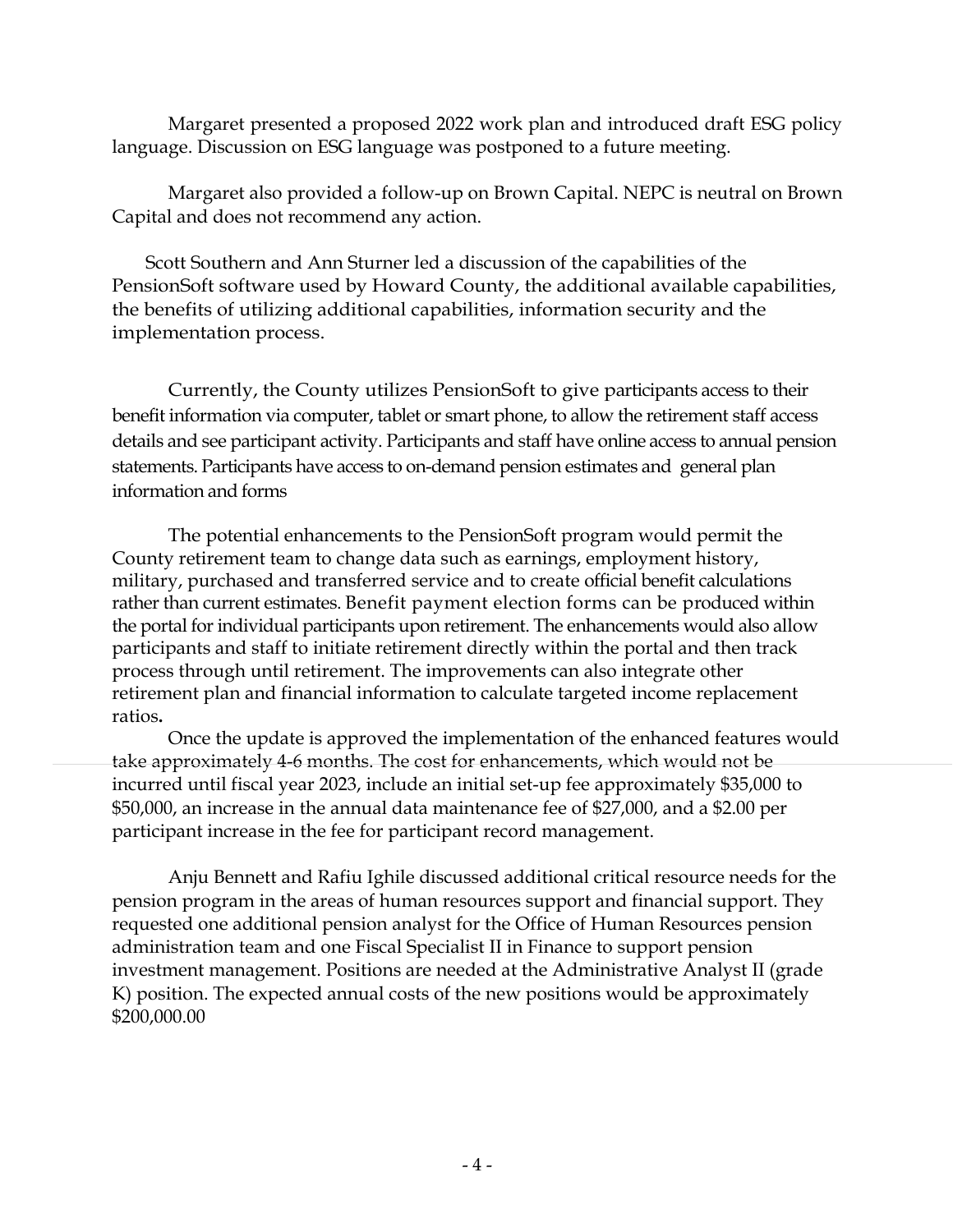Margaret presented a proposed 2022 work plan and introduced draft ESG policy language. Discussion on ESG language was postponed to a future meeting.

Margaret also provided a follow-up on Brown Capital. NEPC is neutral on Brown Capital and does not recommend any action.

Scott Southern and Ann Sturner led a discussion of the capabilities of the PensionSoft software used by Howard County, the additional available capabilities, the benefits of utilizing additional capabilities, information security and the implementation process.

Currently, the County utilizes PensionSoft to give participants access to their benefit information via computer, tablet or smart phone, to allow the retirement staff access details and see participant activity. Participants and staff have online access to annual pension statements. Participants have access to on-demand pension estimates and general plan information and forms

The potential enhancements to the PensionSoft program would permit the County retirement team to change data such as earnings, employment history, military, purchased and transferred service and to create official benefit calculations rather than current estimates. Benefit payment election forms can be produced within the portal for individual participants upon retirement. The enhancements would also allow participants and staff to initiate retirement directly within the portal and then track process through until retirement. The improvements can also integrate other retirement plan and financial information to calculate targeted income replacement ratios**.**

Once the update is approved the implementation of the enhanced features would take approximately 4-6 months. The cost for enhancements, which would not be incurred until fiscal year 2023, include an initial set-up fee approximately $35,000 to $50,000, an increase in the annual data maintenance fee of $27,000, and a $2.00 per participant increase in the fee for participant record management.

Anju Bennett and Rafiu Ighile discussed additional critical resource needs for the pension program in the areas of human resources support and financial support. They requested one additional pension analyst for the Office of Human Resources pension administration team and one Fiscal Specialist II in Finance to support pension investment management. Positions are needed at the Administrative Analyst II (grade K) position. The expected annual costs of the new positions would be approximately $200,000.00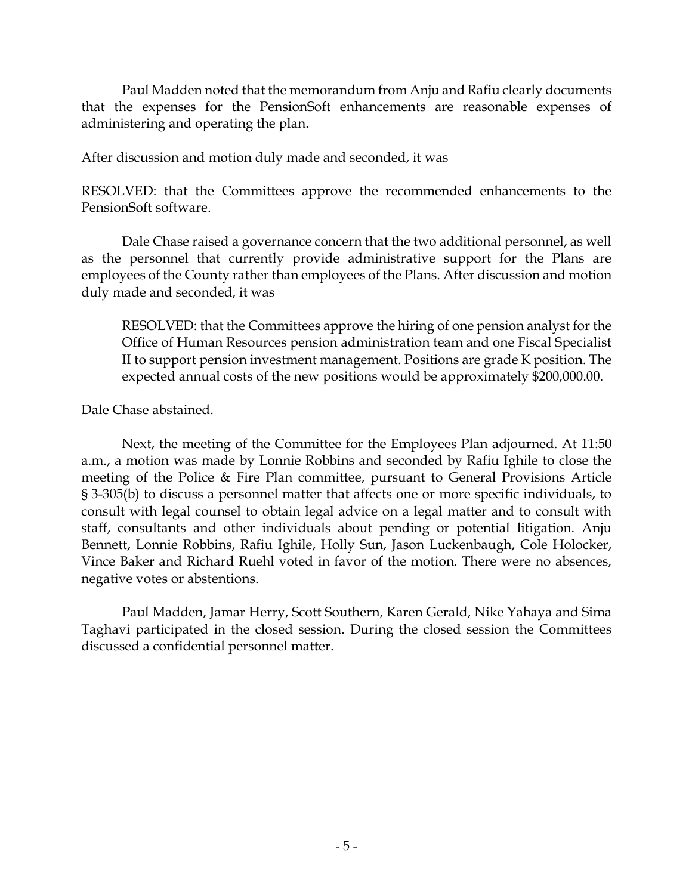Paul Madden noted that the memorandum from Anju and Rafiu clearly documents that the expenses for the PensionSoft enhancements are reasonable expenses of administering and operating the plan.

After discussion and motion duly made and seconded, it was

RESOLVED: that the Committees approve the recommended enhancements to the PensionSoft software.

Dale Chase raised a governance concern that the two additional personnel, as well as the personnel that currently provide administrative support for the Plans are employees of the County rather than employees of the Plans. After discussion and motion duly made and seconded, it was

> RESOLVED: that the Committees approve the hiring of one pension analyst for the Office of Human Resources pension administration team and one Fiscal Specialist II to support pension investment management. Positions are grade K position. The expected annual costs of the new positions would be approximately $200,000.00.

Dale Chase abstained.

Next, the meeting of the Committee for the Employees Plan adjourned. At 11:50 a.m., a motion was made by Lonnie Robbins and seconded by Rafiu Ighile to close the meeting of the Police & Fire Plan committee, pursuant to General Provisions Article § 3-305(b) to discuss a personnel matter that affects one or more specific individuals, to consult with legal counsel to obtain legal advice on a legal matter and to consult with staff, consultants and other individuals about pending or potential litigation. Anju Bennett, Lonnie Robbins, Rafiu Ighile, Holly Sun, Jason Luckenbaugh, Cole Holocker, Vince Baker and Richard Ruehl voted in favor of the motion. There were no absences, negative votes or abstentions.

Paul Madden, Jamar Herry, Scott Southern, Karen Gerald, Nike Yahaya and Sima Taghavi participated in the closed session. During the closed session the Committees discussed a confidential personnel matter.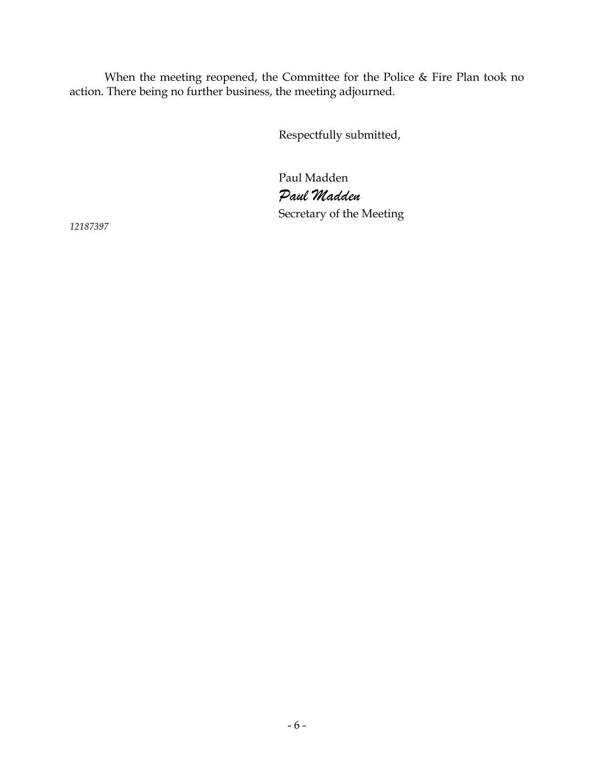When the meeting reopened, the Committee for the Police & Fire Plan took no action. There being no further business, the meeting adjourned.

Respectfully submitted,

Paul Madden

*Paul Madden*

Secretary of the Meeting

*12187397*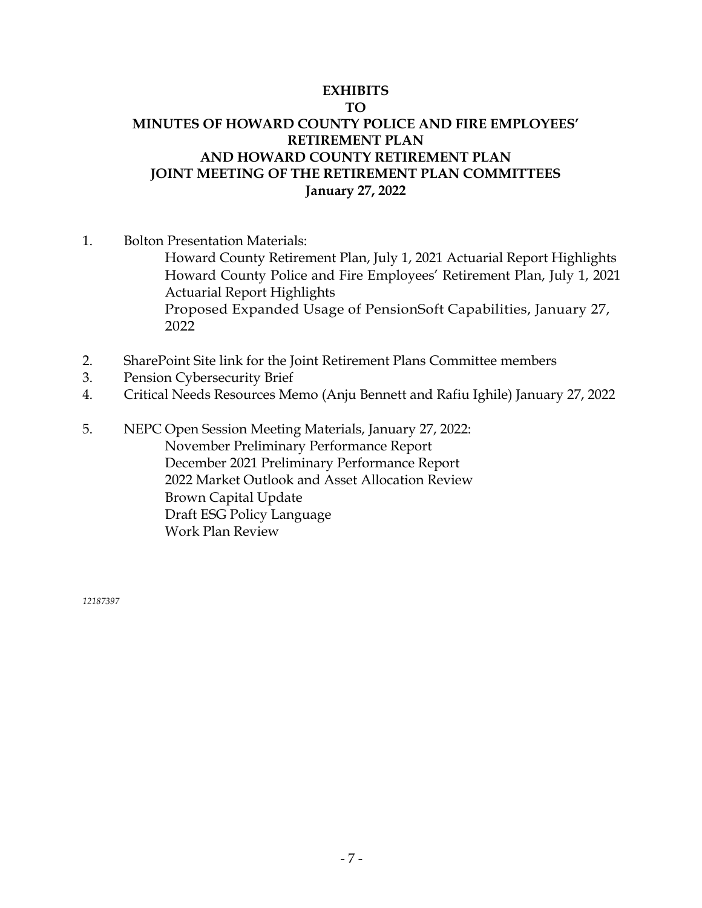# EXHIBITS
# TO
# MINUTES OF HOWARD COUNTY POLICE AND FIRE EMPLOYEES' RETIREMENT PLAN AND HOWARD COUNTY RETIREMENT PLAN JOINT MEETING OF THE RETIREMENT PLAN COMMITTEES
## January 27, 2022

1. Bolton Presentation Materials:
   - Howard County Retirement Plan, July 1, 2021 Actuarial Report Highlights
   - Howard County Police and Fire Employees' Retirement Plan, July 1, 2021 Actuarial Report Highlights
   - Proposed Expanded Usage of PensionSoft Capabilities, January 27, 2022
2. SharePoint Site link for the Joint Retirement Plans Committee members
3. Pension Cybersecurity Brief
4. Critical Needs Resources Memo (Anju Bennett and Rafiu Ighile) January 27, 2022
5. NEPC Open Session Meeting Materials, January 27, 2022:
   - November Preliminary Performance Report
   - December 2021 Preliminary Performance Report
   - 2022 Market Outlook and Asset Allocation Review
   - Brown Capital Update
   - Draft ESG Policy Language
   - Work Plan Review

*12187397*